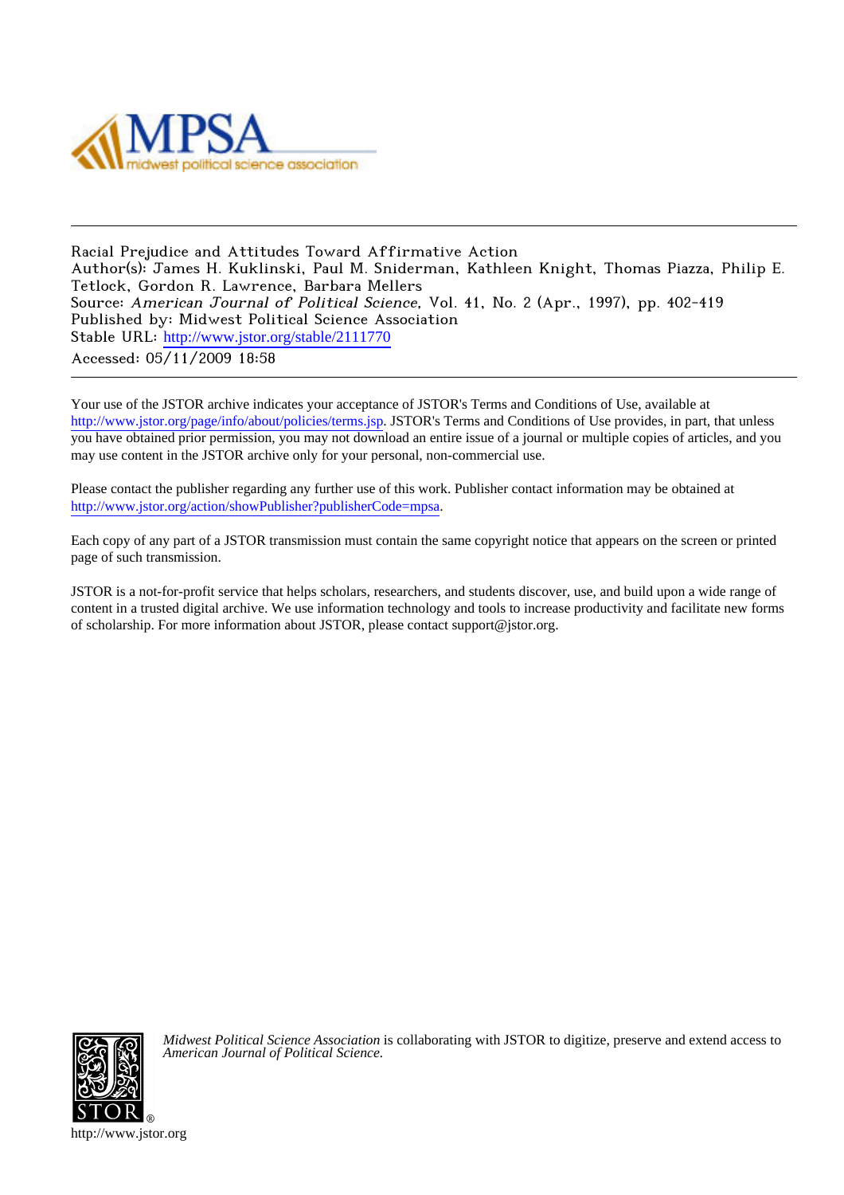Racial Prejudice and Attitudes Toward Affirmative Action
Author(s): James H. Kuklinski, Paul M. Sniderman, Kathleen Knight, Thomas Piazza, Philip E. Tetlock, Gordon R. Lawrence, Barbara Mellers
Source: *American Journal of Political Science*, Vol. 41, No. 2 (Apr., 1997), pp. 402-419
Published by: Midwest Political Science Association
Stable URL: http://www.jstor.org/stable/2111770
Accessed: 05/11/2009 18:58

Your use of the JSTOR archive indicates your acceptance of JSTOR's Terms and Conditions of Use, available at http://www.jstor.org/page/info/about/policies/terms.jsp. JSTOR's Terms and Conditions of Use provides, in part, that unless you have obtained prior permission, you may not download an entire issue of a journal or multiple copies of articles, and you may use content in the JSTOR archive only for your personal, non-commercial use.

Please contact the publisher regarding any further use of this work. Publisher contact information may be obtained at http://www.jstor.org/action/showPublisher?publisherCode=mpsa.

Each copy of any part of a JSTOR transmission must contain the same copyright notice that appears on the screen or printed page of such transmission.

JSTOR is a not-for-profit service that helps scholars, researchers, and students discover, use, and build upon a wide range of content in a trusted digital archive. We use information technology and tools to increase productivity and facilitate new forms of scholarship. For more information about JSTOR, please contact support@jstor.org.

*Midwest Political Science Association* is collaborating with JSTOR to digitize, preserve and extend access to *American Journal of Political Science.*

http://www.jstor.org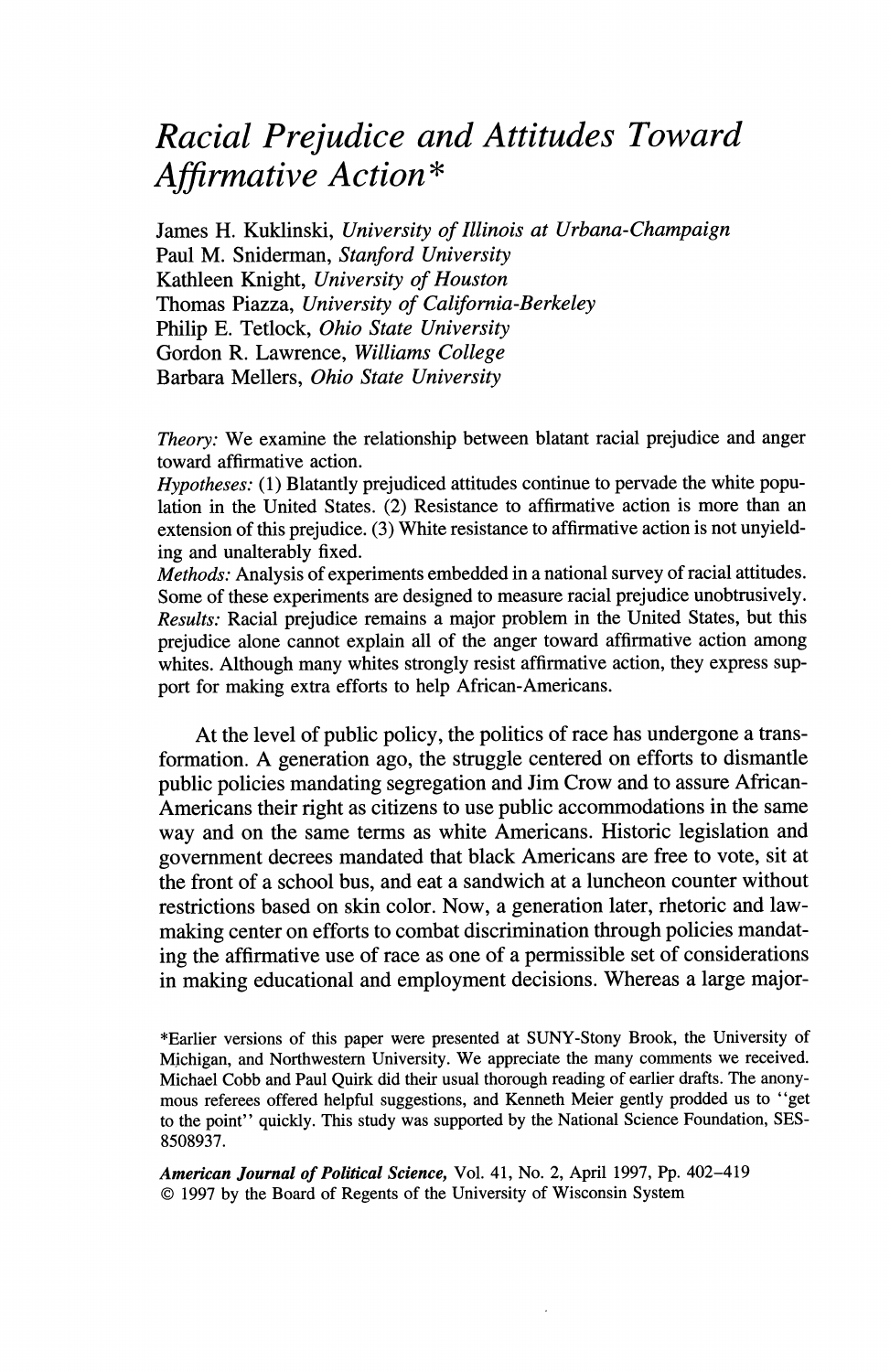# *Racial Prejudice and Attitudes Toward Affirmative Action**

James H. Kuklinski, *University of Illinois at Urbana-Champaign*
Paul M. Sniderman, *Stanford University*
Kathleen Knight, *University of Houston*
Thomas Piazza, *University of California-Berkeley*
Philip E. Tetlock, *Ohio State University*
Gordon R. Lawrence, *Williams College*
Barbara Mellers, *Ohio State University*

*Theory:* We examine the relationship between blatant racial prejudice and anger toward affirmative action.
*Hypotheses:* (1) Blatantly prejudiced attitudes continue to pervade the white population in the United States. (2) Resistance to affirmative action is more than an extension of this prejudice. (3) White resistance to affirmative action is not unyielding and unalterably fixed.
*Methods:* Analysis of experiments embedded in a national survey of racial attitudes. Some of these experiments are designed to measure racial prejudice unobtrusively.
*Results:* Racial prejudice remains a major problem in the United States, but this prejudice alone cannot explain all of the anger toward affirmative action among whites. Although many whites strongly resist affirmative action, they express support for making extra efforts to help African-Americans.

At the level of public policy, the politics of race has undergone a transformation. A generation ago, the struggle centered on efforts to dismantle public policies mandating segregation and Jim Crow and to assure African-Americans their right as citizens to use public accommodations in the same way and on the same terms as white Americans. Historic legislation and government decrees mandated that black Americans are free to vote, sit at the front of a school bus, and eat a sandwich at a luncheon counter without restrictions based on skin color. Now, a generation later, rhetoric and lawmaking center on efforts to combat discrimination through policies mandating the affirmative use of race as one of a permissible set of considerations in making educational and employment decisions. Whereas a large major-

*Earlier versions of this paper were presented at SUNY-Stony Brook, the University of Michigan, and Northwestern University. We appreciate the many comments we received. Michael Cobb and Paul Quirk did their usual thorough reading of earlier drafts. The anonymous referees offered helpful suggestions, and Kenneth Meier gently prodded us to "get to the point" quickly. This study was supported by the National Science Foundation, SES-8508937.

***American Journal of Political Science***, Vol. 41, No. 2, April 1997, Pp. 402–419
© 1997 by the Board of Regents of the University of Wisconsin System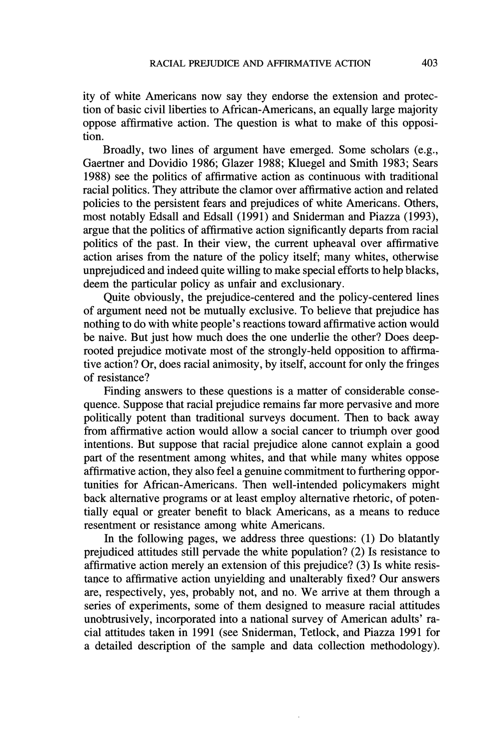ity of white Americans now say they endorse the extension and protection of basic civil liberties to African-Americans, an equally large majority oppose affirmative action. The question is what to make of this opposition.

Broadly, two lines of argument have emerged. Some scholars (e.g., Gaertner and Dovidio 1986; Glazer 1988; Kluegel and Smith 1983; Sears 1988) see the politics of affirmative action as continuous with traditional racial politics. They attribute the clamor over affirmative action and related policies to the persistent fears and prejudices of white Americans. Others, most notably Edsall and Edsall (1991) and Sniderman and Piazza (1993), argue that the politics of affirmative action significantly departs from racial politics of the past. In their view, the current upheaval over affirmative action arises from the nature of the policy itself; many whites, otherwise unprejudiced and indeed quite willing to make special efforts to help blacks, deem the particular policy as unfair and exclusionary.

Quite obviously, the prejudice-centered and the policy-centered lines of argument need not be mutually exclusive. To believe that prejudice has nothing to do with white people's reactions toward affirmative action would be naive. But just how much does the one underlie the other? Does deep-rooted prejudice motivate most of the strongly-held opposition to affirmative action? Or, does racial animosity, by itself, account for only the fringes of resistance?

Finding answers to these questions is a matter of considerable consequence. Suppose that racial prejudice remains far more pervasive and more politically potent than traditional surveys document. Then to back away from affirmative action would allow a social cancer to triumph over good intentions. But suppose that racial prejudice alone cannot explain a good part of the resentment among whites, and that while many whites oppose affirmative action, they also feel a genuine commitment to furthering opportunities for African-Americans. Then well-intended policymakers might back alternative programs or at least employ alternative rhetoric, of potentially equal or greater benefit to black Americans, as a means to reduce resentment or resistance among white Americans.

In the following pages, we address three questions: (1) Do blatantly prejudiced attitudes still pervade the white population? (2) Is resistance to affirmative action merely an extension of this prejudice? (3) Is white resistance to affirmative action unyielding and unalterably fixed? Our answers are, respectively, yes, probably not, and no. We arrive at them through a series of experiments, some of them designed to measure racial attitudes unobtrusively, incorporated into a national survey of American adults' racial attitudes taken in 1991 (see Sniderman, Tetlock, and Piazza 1991 for a detailed description of the sample and data collection methodology).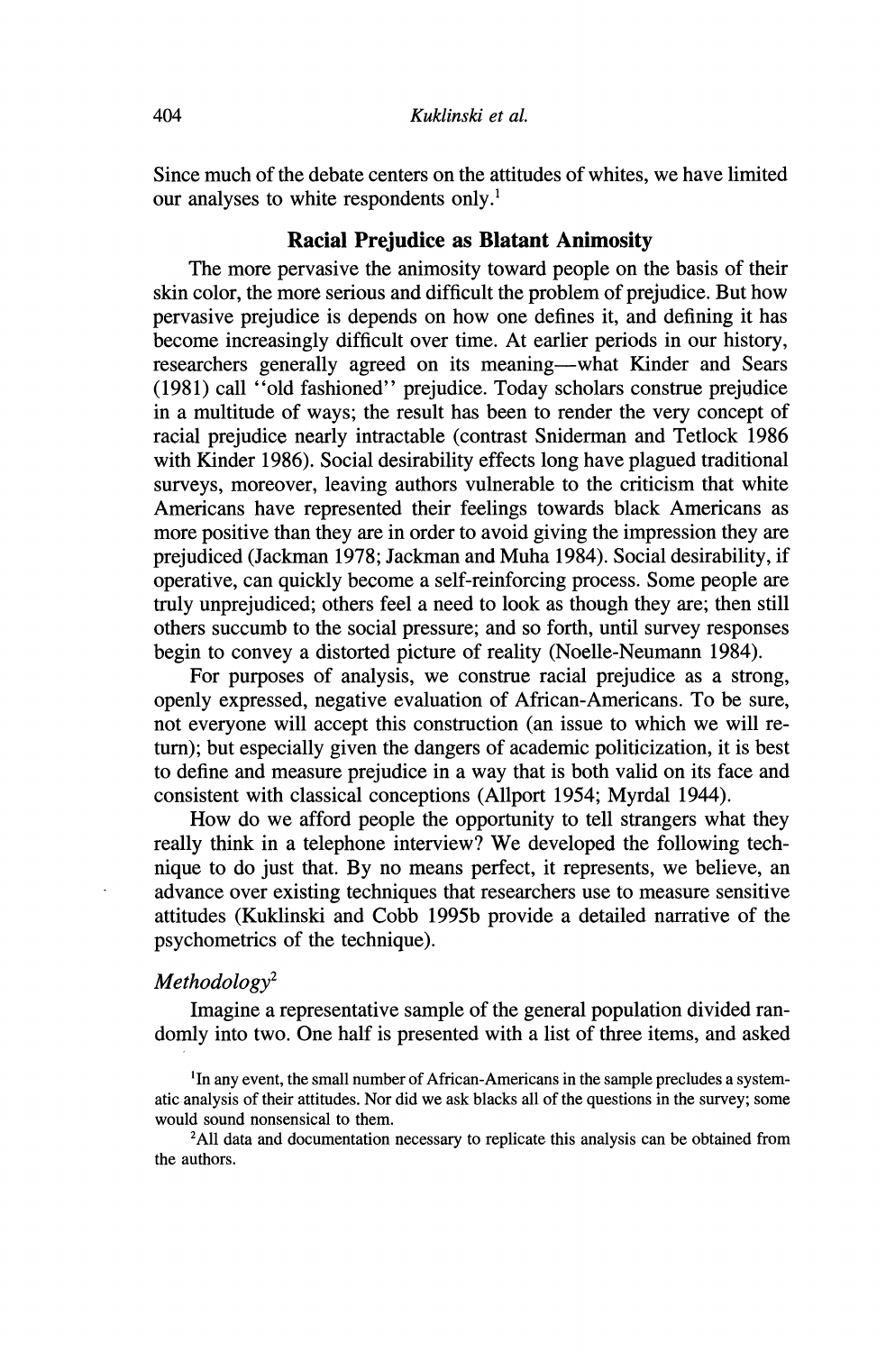Since much of the debate centers on the attitudes of whites, we have limited our analyses to white respondents only.[1]

## Racial Prejudice as Blatant Animosity

The more pervasive the animosity toward people on the basis of their skin color, the more serious and difficult the problem of prejudice. But how pervasive prejudice is depends on how one defines it, and defining it has become increasingly difficult over time. At earlier periods in our history, researchers generally agreed on its meaning—what Kinder and Sears (1981) call "old fashioned" prejudice. Today scholars construe prejudice in a multitude of ways; the result has been to render the very concept of racial prejudice nearly intractable (contrast Sniderman and Tetlock 1986 with Kinder 1986). Social desirability effects long have plagued traditional surveys, moreover, leaving authors vulnerable to the criticism that white Americans have represented their feelings towards black Americans as more positive than they are in order to avoid giving the impression they are prejudiced (Jackman 1978; Jackman and Muha 1984). Social desirability, if operative, can quickly become a self-reinforcing process. Some people are truly unprejudiced; others feel a need to look as though they are; then still others succumb to the social pressure; and so forth, until survey responses begin to convey a distorted picture of reality (Noelle-Neumann 1984).

For purposes of analysis, we construe racial prejudice as a strong, openly expressed, negative evaluation of African-Americans. To be sure, not everyone will accept this construction (an issue to which we will return); but especially given the dangers of academic politicization, it is best to define and measure prejudice in a way that is both valid on its face and consistent with classical conceptions (Allport 1954; Myrdal 1944).

How do we afford people the opportunity to tell strangers what they really think in a telephone interview? We developed the following technique to do just that. By no means perfect, it represents, we believe, an advance over existing techniques that researchers use to measure sensitive attitudes (Kuklinski and Cobb 1995b provide a detailed narrative of the psychometrics of the technique).

### *Methodology*[2]

Imagine a representative sample of the general population divided randomly into two. One half is presented with a list of three items, and asked

[1]In any event, the small number of African-Americans in the sample precludes a systematic analysis of their attitudes. Nor did we ask blacks all of the questions in the survey; some would sound nonsensical to them.

[2]All data and documentation necessary to replicate this analysis can be obtained from the authors.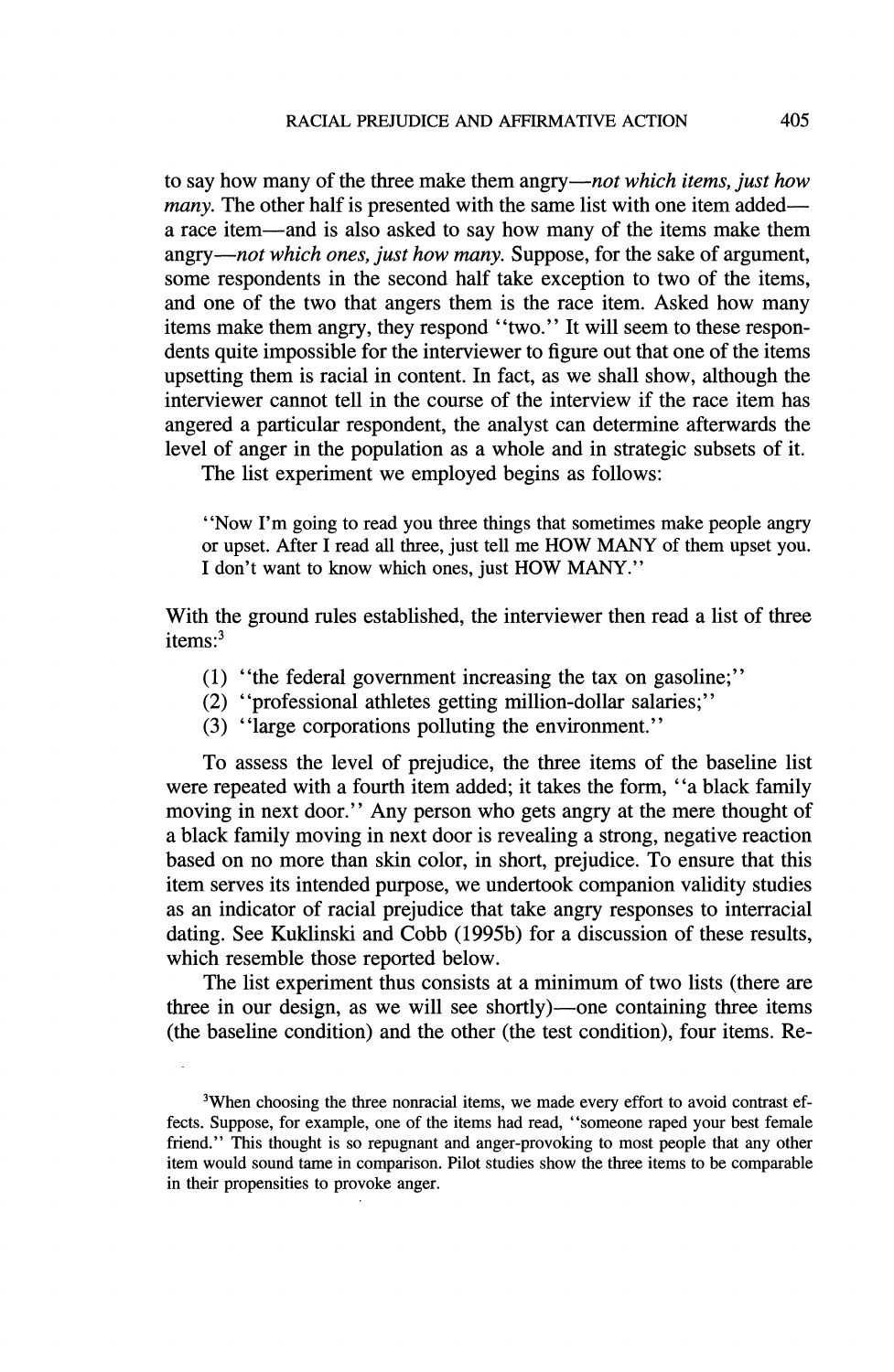to say how many of the three make them angry—*not which items, just how many*. The other half is presented with the same list with one item added—a race item—and is also asked to say how many of the items make them angry—*not which ones, just how many*. Suppose, for the sake of argument, some respondents in the second half take exception to two of the items, and one of the two that angers them is the race item. Asked how many items make them angry, they respond "two." It will seem to these respondents quite impossible for the interviewer to figure out that one of the items upsetting them is racial in content. In fact, as we shall show, although the interviewer cannot tell in the course of the interview if the race item has angered a particular respondent, the analyst can determine afterwards the level of anger in the population as a whole and in strategic subsets of it.

The list experiment we employed begins as follows:

> "Now I'm going to read you three things that sometimes make people angry or upset. After I read all three, just tell me HOW MANY of them upset you. I don't want to know which ones, just HOW MANY."

With the ground rules established, the interviewer then read a list of three items:[3]

(1) "the federal government increasing the tax on gasoline;"
(2) "professional athletes getting million-dollar salaries;"
(3) "large corporations polluting the environment."

To assess the level of prejudice, the three items of the baseline list were repeated with a fourth item added; it takes the form, "a black family moving in next door." Any person who gets angry at the mere thought of a black family moving in next door is revealing a strong, negative reaction based on no more than skin color, in short, prejudice. To ensure that this item serves its intended purpose, we undertook companion validity studies as an indicator of racial prejudice that take angry responses to interracial dating. See Kuklinski and Cobb (1995b) for a discussion of these results, which resemble those reported below.

The list experiment thus consists at a minimum of two lists (there are three in our design, as we will see shortly)—one containing three items (the baseline condition) and the other (the test condition), four items. Re-

[3]When choosing the three nonracial items, we made every effort to avoid contrast effects. Suppose, for example, one of the items had read, "someone raped your best female friend." This thought is so repugnant and anger-provoking to most people that any other item would sound tame in comparison. Pilot studies show the three items to be comparable in their propensities to provoke anger.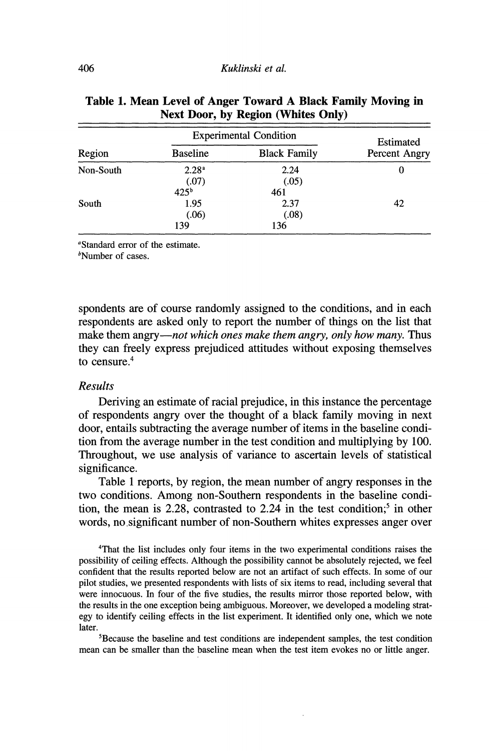**Table 1. Mean Level of Anger Toward A Black Family Moving in Next Door, by Region (Whites Only)**

| Region | Experimental Condition | | Estimated Percent Angry |
|---|---|---|---|
| | Baseline | Black Family | |
| Non-South | 2.28[a] | 2.24 | 0 |
| | (.07) | (.05) | |
| | 425[b] | 461 | |
| South | 1.95 | 2.37 | 42 |
| | (.06) | (.08) | |
| | 139 | 136 | |

[a]Standard error of the estimate.
[b]Number of cases.

spondents are of course randomly assigned to the conditions, and in each respondents are asked only to report the number of things on the list that make them angry—*not which ones make them angry, only how many.* Thus they can freely express prejudiced attitudes without exposing themselves to censure.[4]

### *Results*

Deriving an estimate of racial prejudice, in this instance the percentage of respondents angry over the thought of a black family moving in next door, entails subtracting the average number of items in the baseline condition from the average number in the test condition and multiplying by 100. Throughout, we use analysis of variance to ascertain levels of statistical significance.

Table 1 reports, by region, the mean number of angry responses in the two conditions. Among non-Southern respondents in the baseline condition, the mean is 2.28, contrasted to 2.24 in the test condition;[5] in other words, no significant number of non-Southern whites expresses anger over

[4]That the list includes only four items in the two experimental conditions raises the possibility of ceiling effects. Although the possibility cannot be absolutely rejected, we feel confident that the results reported below are not an artifact of such effects. In some of our pilot studies, we presented respondents with lists of six items to read, including several that were innocuous. In four of the five studies, the results mirror those reported below, with the results in the one exception being ambiguous. Moreover, we developed a modeling strategy to identify ceiling effects in the list experiment. It identified only one, which we note later.

[5]Because the baseline and test conditions are independent samples, the test condition mean can be smaller than the baseline mean when the test item evokes no or little anger.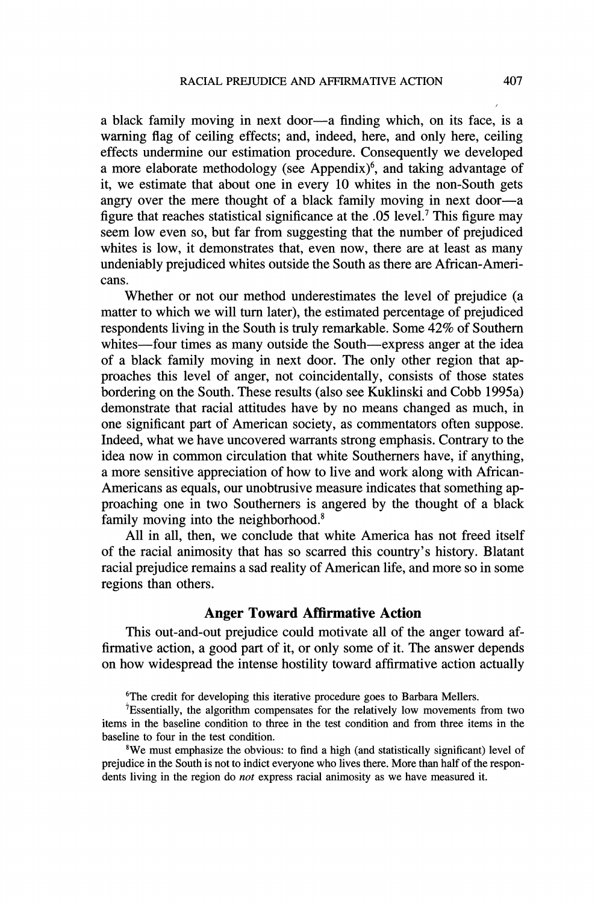a black family moving in next door—a finding which, on its face, is a warning flag of ceiling effects; and, indeed, here, and only here, ceiling effects undermine our estimation procedure. Consequently we developed a more elaborate methodology (see Appendix)[6], and taking advantage of it, we estimate that about one in every 10 whites in the non-South gets angry over the mere thought of a black family moving in next door—a figure that reaches statistical significance at the .05 level.[7] This figure may seem low even so, but far from suggesting that the number of prejudiced whites is low, it demonstrates that, even now, there are at least as many undeniably prejudiced whites outside the South as there are African-Americans.

Whether or not our method underestimates the level of prejudice (a matter to which we will turn later), the estimated percentage of prejudiced respondents living in the South is truly remarkable. Some 42% of Southern whites—four times as many outside the South—express anger at the idea of a black family moving in next door. The only other region that approaches this level of anger, not coincidentally, consists of those states bordering on the South. These results (also see Kuklinski and Cobb 1995a) demonstrate that racial attitudes have by no means changed as much, in one significant part of American society, as commentators often suppose. Indeed, what we have uncovered warrants strong emphasis. Contrary to the idea now in common circulation that white Southerners have, if anything, a more sensitive appreciation of how to live and work along with African-Americans as equals, our unobtrusive measure indicates that something approaching one in two Southerners is angered by the thought of a black family moving into the neighborhood.[8]

All in all, then, we conclude that white America has not freed itself of the racial animosity that has so scarred this country's history. Blatant racial prejudice remains a sad reality of American life, and more so in some regions than others.

## Anger Toward Affirmative Action

This out-and-out prejudice could motivate all of the anger toward affirmative action, a good part of it, or only some of it. The answer depends on how widespread the intense hostility toward affirmative action actually

[6]The credit for developing this iterative procedure goes to Barbara Mellers.

[7]Essentially, the algorithm compensates for the relatively low movements from two items in the baseline condition to three in the test condition and from three items in the baseline to four in the test condition.

[8]We must emphasize the obvious: to find a high (and statistically significant) level of prejudice in the South is not to indict everyone who lives there. More than half of the respondents living in the region do *not* express racial animosity as we have measured it.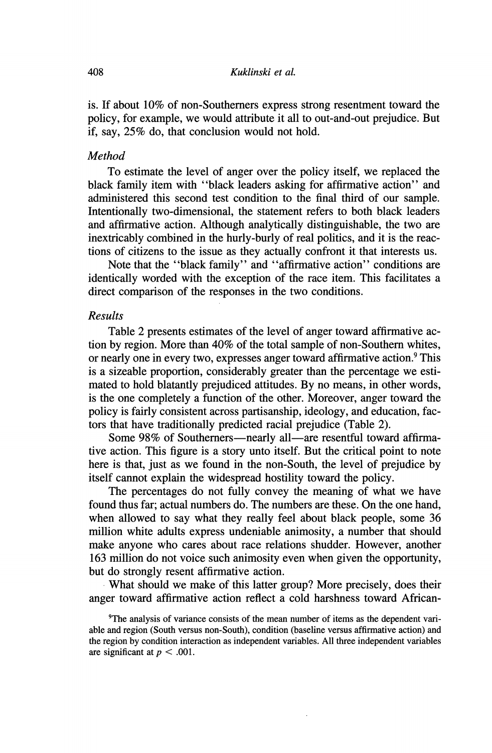is. If about 10% of non-Southerners express strong resentment toward the policy, for example, we would attribute it all to out-and-out prejudice. But if, say, 25% do, that conclusion would not hold.

### *Method*

To estimate the level of anger over the policy itself, we replaced the black family item with "black leaders asking for affirmative action" and administered this second test condition to the final third of our sample. Intentionally two-dimensional, the statement refers to both black leaders and affirmative action. Although analytically distinguishable, the two are inextricably combined in the hurly-burly of real politics, and it is the reactions of citizens to the issue as they actually confront it that interests us.

Note that the "black family" and "affirmative action" conditions are identically worded with the exception of the race item. This facilitates a direct comparison of the responses in the two conditions.

### *Results*

Table 2 presents estimates of the level of anger toward affirmative action by region. More than 40% of the total sample of non-Southern whites, or nearly one in every two, expresses anger toward affirmative action.[9] This is a sizeable proportion, considerably greater than the percentage we estimated to hold blatantly prejudiced attitudes. By no means, in other words, is the one completely a function of the other. Moreover, anger toward the policy is fairly consistent across partisanship, ideology, and education, factors that have traditionally predicted racial prejudice (Table 2).

Some 98% of Southerners—nearly all—are resentful toward affirmative action. This figure is a story unto itself. But the critical point to note here is that, just as we found in the non-South, the level of prejudice by itself cannot explain the widespread hostility toward the policy.

The percentages do not fully convey the meaning of what we have found thus far; actual numbers do. The numbers are these. On the one hand, when allowed to say what they really feel about black people, some 36 million white adults express undeniable animosity, a number that should make anyone who cares about race relations shudder. However, another 163 million do not voice such animosity even when given the opportunity, but do strongly resent affirmative action.

What should we make of this latter group? More precisely, does their anger toward affirmative action reflect a cold harshness toward African-

[9]The analysis of variance consists of the mean number of items as the dependent variable and region (South versus non-South), condition (baseline versus affirmative action) and the region by condition interaction as independent variables. All three independent variables are significant at $p < .001$.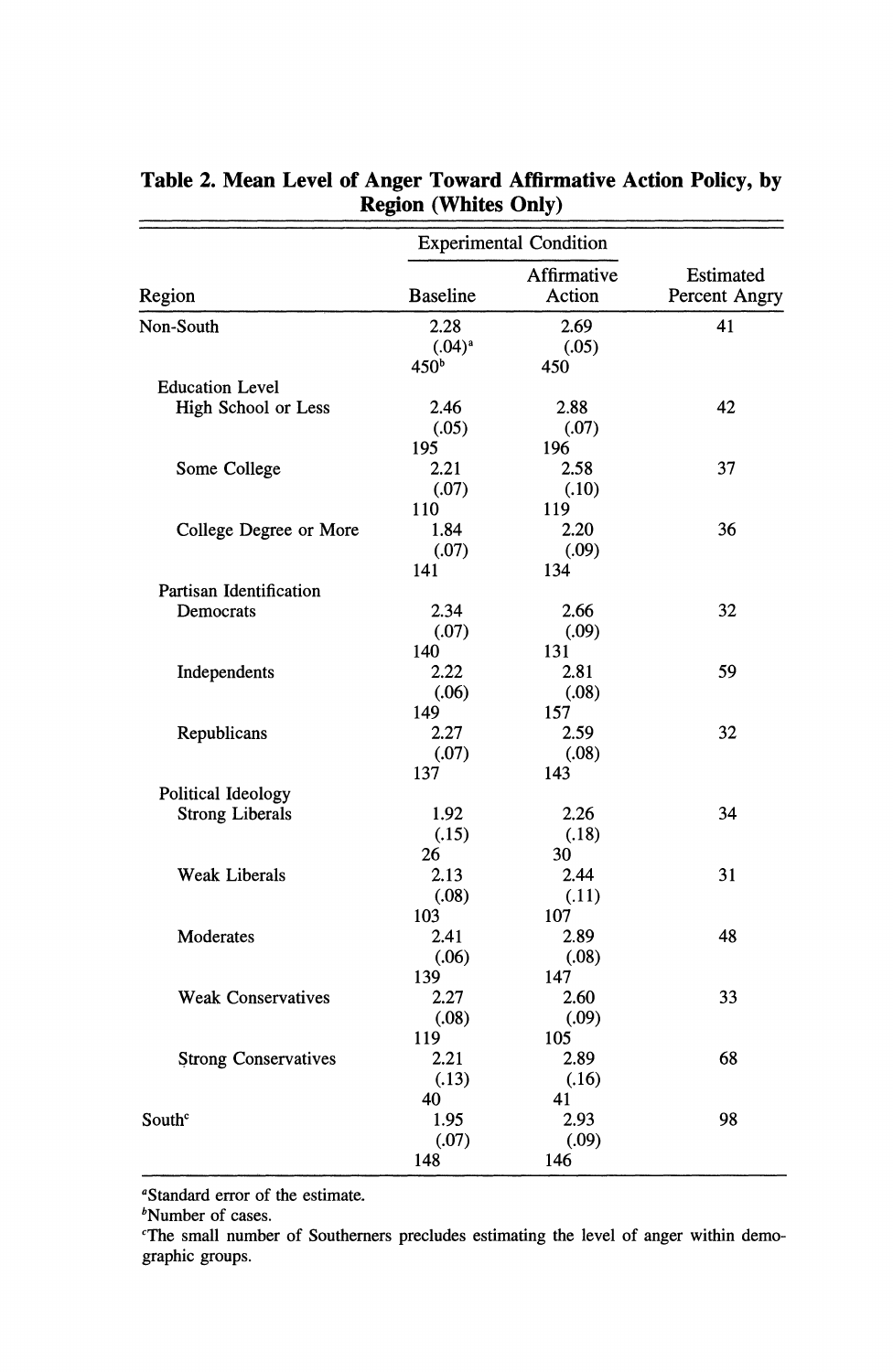**Table 2. Mean Level of Anger Toward Affirmative Action Policy, by Region (Whites Only)**

| Region | Experimental Condition: Baseline | Experimental Condition: Affirmative Action | Estimated Percent Angry |
|---|---|---|---|
| Non-South | 2.28<br>(.04)[a]<br>450[b] | 2.69<br>(.05)<br>450 | 41 |
| *Education Level* | | | |
| High School or Less | 2.46<br>(.05)<br>195 | 2.88<br>(.07)<br>196 | 42 |
| Some College | 2.21<br>(.07)<br>110 | 2.58<br>(.10)<br>119 | 37 |
| College Degree or More | 1.84<br>(.07)<br>141 | 2.20<br>(.09)<br>134 | 36 |
| *Partisan Identification* | | | |
| Democrats | 2.34<br>(.07)<br>140 | 2.66<br>(.09)<br>131 | 32 |
| Independents | 2.22<br>(.06)<br>149 | 2.81<br>(.08)<br>157 | 59 |
| Republicans | 2.27<br>(.07)<br>137 | 2.59<br>(.08)<br>143 | 32 |
| *Political Ideology* | | | |
| Strong Liberals | 1.92<br>(.15)<br>26 | 2.26<br>(.18)<br>30 | 34 |
| Weak Liberals | 2.13<br>(.08)<br>103 | 2.44<br>(.11)<br>107 | 31 |
| Moderates | 2.41<br>(.06)<br>139 | 2.89<br>(.08)<br>147 | 48 |
| Weak Conservatives | 2.27<br>(.08)<br>119 | 2.60<br>(.09)<br>105 | 33 |
| Strong Conservatives | 2.21<br>(.13)<br>40 | 2.89<br>(.16)<br>41 | 68 |
| South[c] | 1.95<br>(.07)<br>148 | 2.93<br>(.09)<br>146 | 98 |

[a]Standard error of the estimate.

[b]Number of cases.

[c]The small number of Southerners precludes estimating the level of anger within demographic groups.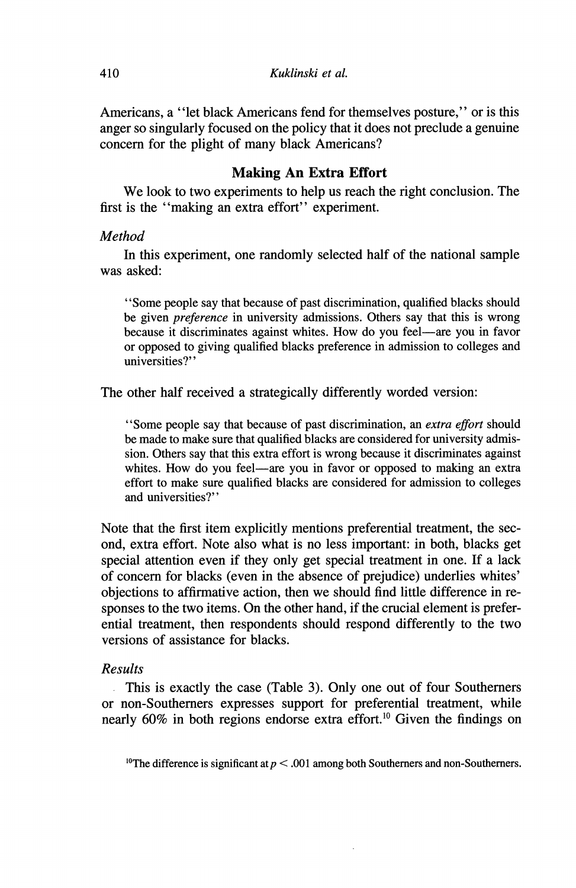Americans, a "let black Americans fend for themselves posture," or is this anger so singularly focused on the policy that it does not preclude a genuine concern for the plight of many black Americans?

## Making An Extra Effort

We look to two experiments to help us reach the right conclusion. The first is the "making an extra effort" experiment.

### *Method*

In this experiment, one randomly selected half of the national sample was asked:

> "Some people say that because of past discrimination, qualified blacks should be given *preference* in university admissions. Others say that this is wrong because it discriminates against whites. How do you feel—are you in favor or opposed to giving qualified blacks preference in admission to colleges and universities?"

The other half received a strategically differently worded version:

> "Some people say that because of past discrimination, an *extra effort* should be made to make sure that qualified blacks are considered for university admission. Others say that this extra effort is wrong because it discriminates against whites. How do you feel—are you in favor or opposed to making an extra effort to make sure qualified blacks are considered for admission to colleges and universities?"

Note that the first item explicitly mentions preferential treatment, the second, extra effort. Note also what is no less important: in both, blacks get special attention even if they only get special treatment in one. If a lack of concern for blacks (even in the absence of prejudice) underlies whites' objections to affirmative action, then we should find little difference in responses to the two items. On the other hand, if the crucial element is preferential treatment, then respondents should respond differently to the two versions of assistance for blacks.

### *Results*

This is exactly the case (Table 3). Only one out of four Southerners or non-Southerners expresses support for preferential treatment, while nearly 60% in both regions endorse extra effort.[10] Given the findings on

[10] The difference is significant at $p < .001$ among both Southerners and non-Southerners.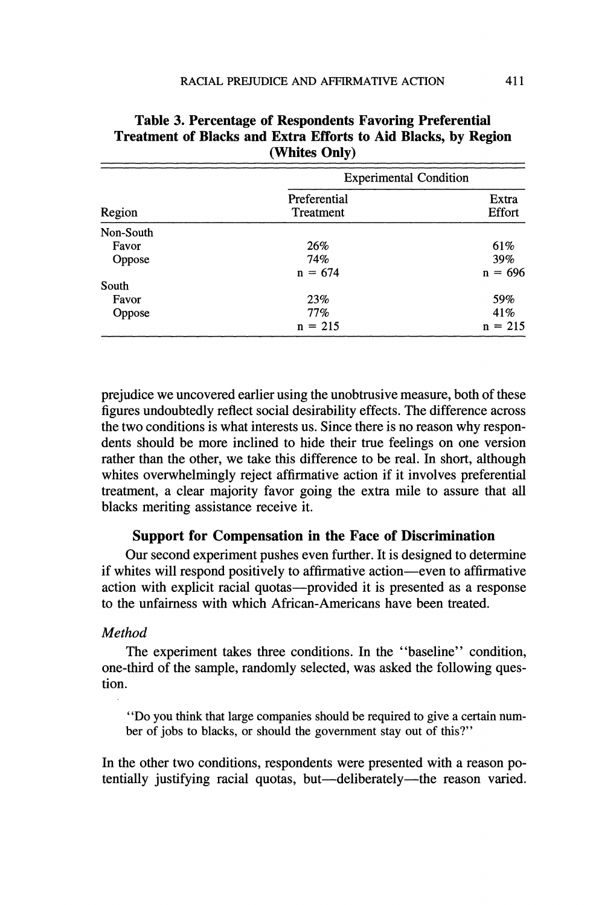**Table 3. Percentage of Respondents Favoring Preferential Treatment of Blacks and Extra Efforts to Aid Blacks, by Region (Whites Only)**

| | Experimental Condition | |
|---|---|---|
| Region | Preferential Treatment | Extra Effort |
| Non-South | | |
| Favor | 26% | 61% |
| Oppose | 74% | 39% |
| | n = 674 | n = 696 |
| South | | |
| Favor | 23% | 59% |
| Oppose | 77% | 41% |
| | n = 215 | n = 215 |

prejudice we uncovered earlier using the unobtrusive measure, both of these figures undoubtedly reflect social desirability effects. The difference across the two conditions is what interests us. Since there is no reason why respondents should be more inclined to hide their true feelings on one version rather than the other, we take this difference to be real. In short, although whites overwhelmingly reject affirmative action if it involves preferential treatment, a clear majority favor going the extra mile to assure that all blacks meriting assistance receive it.

## Support for Compensation in the Face of Discrimination

Our second experiment pushes even further. It is designed to determine if whites will respond positively to affirmative action—even to affirmative action with explicit racial quotas—provided it is presented as a response to the unfairness with which African-Americans have been treated.

### *Method*

The experiment takes three conditions. In the "baseline" condition, one-third of the sample, randomly selected, was asked the following question.

> "Do you think that large companies should be required to give a certain number of jobs to blacks, or should the government stay out of this?"

In the other two conditions, respondents were presented with a reason potentially justifying racial quotas, but—deliberately—the reason varied.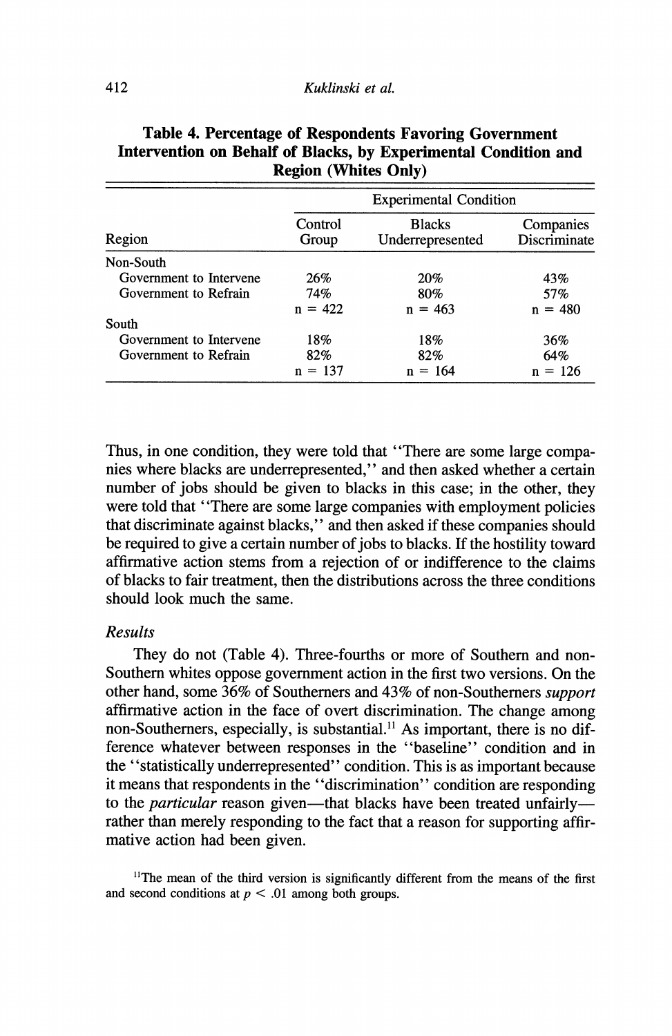**Table 4. Percentage of Respondents Favoring Government Intervention on Behalf of Blacks, by Experimental Condition and Region (Whites Only)**

| | Experimental Condition | | |
|---|---|---|---|
| Region | Control Group | Blacks Underrepresented | Companies Discriminate |
| Non-South | | | |
| Government to Intervene | 26% | 20% | 43% |
| Government to Refrain | 74% | 80% | 57% |
| | n = 422 | n = 463 | n = 480 |
| South | | | |
| Government to Intervene | 18% | 18% | 36% |
| Government to Refrain | 82% | 82% | 64% |
| | n = 137 | n = 164 | n = 126 |

Thus, in one condition, they were told that "There are some large companies where blacks are underrepresented," and then asked whether a certain number of jobs should be given to blacks in this case; in the other, they were told that "There are some large companies with employment policies that discriminate against blacks," and then asked if these companies should be required to give a certain number of jobs to blacks. If the hostility toward affirmative action stems from a rejection of or indifference to the claims of blacks to fair treatment, then the distributions across the three conditions should look much the same.

### *Results*

They do not (Table 4). Three-fourths or more of Southern and non-Southern whites oppose government action in the first two versions. On the other hand, some 36% of Southerners and 43% of non-Southerners *support* affirmative action in the face of overt discrimination. The change among non-Southerners, especially, is substantial.[11] As important, there is no difference whatever between responses in the "baseline" condition and in the "statistically underrepresented" condition. This is as important because it means that respondents in the "discrimination" condition are responding to the *particular* reason given—that blacks have been treated unfairly—rather than merely responding to the fact that a reason for supporting affirmative action had been given.

[11]The mean of the third version is significantly different from the means of the first and second conditions at $p < .01$ among both groups.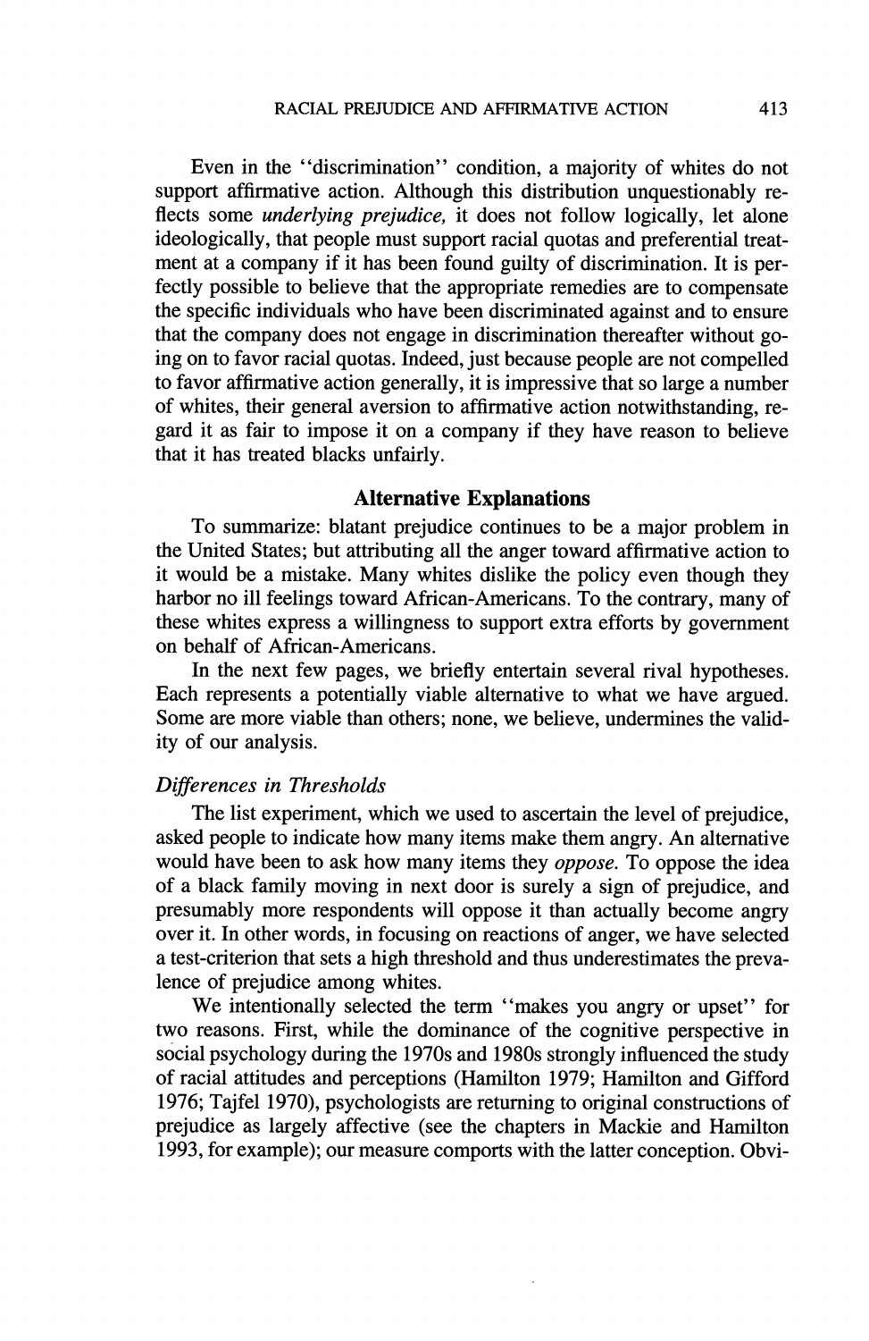Even in the "discrimination" condition, a majority of whites do not support affirmative action. Although this distribution unquestionably reflects some *underlying prejudice,* it does not follow logically, let alone ideologically, that people must support racial quotas and preferential treatment at a company if it has been found guilty of discrimination. It is perfectly possible to believe that the appropriate remedies are to compensate the specific individuals who have been discriminated against and to ensure that the company does not engage in discrimination thereafter without going on to favor racial quotas. Indeed, just because people are not compelled to favor affirmative action generally, it is impressive that so large a number of whites, their general aversion to affirmative action notwithstanding, regard it as fair to impose it on a company if they have reason to believe that it has treated blacks unfairly.

## Alternative Explanations

To summarize: blatant prejudice continues to be a major problem in the United States; but attributing all the anger toward affirmative action to it would be a mistake. Many whites dislike the policy even though they harbor no ill feelings toward African-Americans. To the contrary, many of these whites express a willingness to support extra efforts by government on behalf of African-Americans.

In the next few pages, we briefly entertain several rival hypotheses. Each represents a potentially viable alternative to what we have argued. Some are more viable than others; none, we believe, undermines the validity of our analysis.

### *Differences in Thresholds*

The list experiment, which we used to ascertain the level of prejudice, asked people to indicate how many items make them angry. An alternative would have been to ask how many items they *oppose.* To oppose the idea of a black family moving in next door is surely a sign of prejudice, and presumably more respondents will oppose it than actually become angry over it. In other words, in focusing on reactions of anger, we have selected a test-criterion that sets a high threshold and thus underestimates the prevalence of prejudice among whites.

We intentionally selected the term "makes you angry or upset" for two reasons. First, while the dominance of the cognitive perspective in social psychology during the 1970s and 1980s strongly influenced the study of racial attitudes and perceptions (Hamilton 1979; Hamilton and Gifford 1976; Tajfel 1970), psychologists are returning to original constructions of prejudice as largely affective (see the chapters in Mackie and Hamilton 1993, for example); our measure comports with the latter conception. Obvi-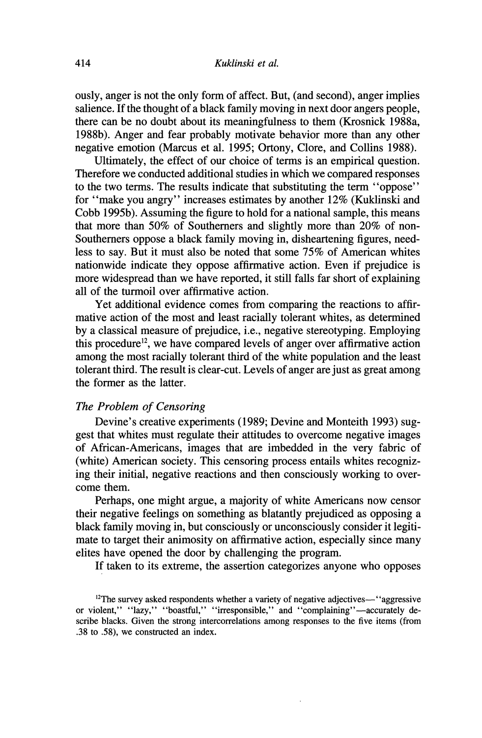ously, anger is not the only form of affect. But, (and second), anger implies salience. If the thought of a black family moving in next door angers people, there can be no doubt about its meaningfulness to them (Krosnick 1988a, 1988b). Anger and fear probably motivate behavior more than any other negative emotion (Marcus et al. 1995; Ortony, Clore, and Collins 1988).

Ultimately, the effect of our choice of terms is an empirical question. Therefore we conducted additional studies in which we compared responses to the two terms. The results indicate that substituting the term "oppose" for "make you angry" increases estimates by another 12% (Kuklinski and Cobb 1995b). Assuming the figure to hold for a national sample, this means that more than 50% of Southerners and slightly more than 20% of non-Southerners oppose a black family moving in, disheartening figures, needless to say. But it must also be noted that some 75% of American whites nationwide indicate they oppose affirmative action. Even if prejudice is more widespread than we have reported, it still falls far short of explaining all of the turmoil over affirmative action.

Yet additional evidence comes from comparing the reactions to affirmative action of the most and least racially tolerant whites, as determined by a classical measure of prejudice, i.e., negative stereotyping. Employing this procedure[12], we have compared levels of anger over affirmative action among the most racially tolerant third of the white population and the least tolerant third. The result is clear-cut. Levels of anger are just as great among the former as the latter.

### *The Problem of Censoring*

Devine's creative experiments (1989; Devine and Monteith 1993) suggest that whites must regulate their attitudes to overcome negative images of African-Americans, images that are imbedded in the very fabric of (white) American society. This censoring process entails whites recognizing their initial, negative reactions and then consciously working to overcome them.

Perhaps, one might argue, a majority of white Americans now censor their negative feelings on something as blatantly prejudiced as opposing a black family moving in, but consciously or unconsciously consider it legitimate to target their animosity on affirmative action, especially since many elites have opened the door by challenging the program.

If taken to its extreme, the assertion categorizes anyone who opposes

[12]The survey asked respondents whether a variety of negative adjectives—"aggressive or violent," "lazy," "boastful," "irresponsible," and "complaining"—accurately describe blacks. Given the strong intercorrelations among responses to the five items (from .38 to .58), we constructed an index.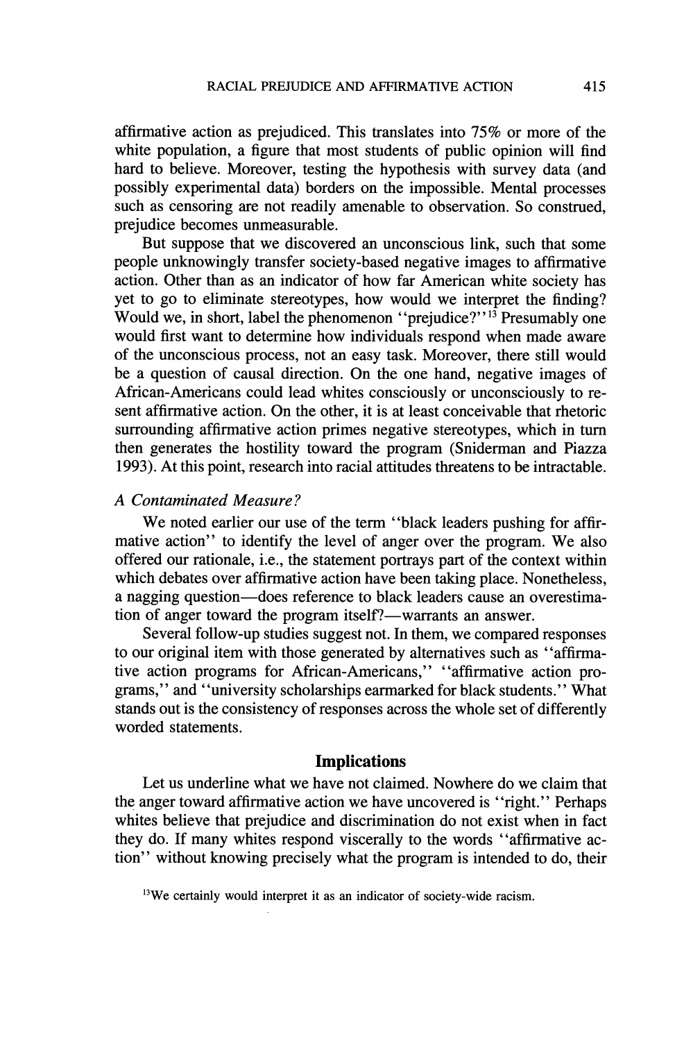affirmative action as prejudiced. This translates into 75% or more of the white population, a figure that most students of public opinion will find hard to believe. Moreover, testing the hypothesis with survey data (and possibly experimental data) borders on the impossible. Mental processes such as censoring are not readily amenable to observation. So construed, prejudice becomes unmeasurable.

But suppose that we discovered an unconscious link, such that some people unknowingly transfer society-based negative images to affirmative action. Other than as an indicator of how far American white society has yet to go to eliminate stereotypes, how would we interpret the finding? Would we, in short, label the phenomenon "prejudice?"[13] Presumably one would first want to determine how individuals respond when made aware of the unconscious process, not an easy task. Moreover, there still would be a question of causal direction. On the one hand, negative images of African-Americans could lead whites consciously or unconsciously to resent affirmative action. On the other, it is at least conceivable that rhetoric surrounding affirmative action primes negative stereotypes, which in turn then generates the hostility toward the program (Sniderman and Piazza 1993). At this point, research into racial attitudes threatens to be intractable.

*A Contaminated Measure?*

We noted earlier our use of the term "black leaders pushing for affirmative action" to identify the level of anger over the program. We also offered our rationale, i.e., the statement portrays part of the context within which debates over affirmative action have been taking place. Nonetheless, a nagging question—does reference to black leaders cause an overestimation of anger toward the program itself?—warrants an answer.

Several follow-up studies suggest not. In them, we compared responses to our original item with those generated by alternatives such as "affirmative action programs for African-Americans," "affirmative action programs," and "university scholarships earmarked for black students." What stands out is the consistency of responses across the whole set of differently worded statements.

## Implications

Let us underline what we have not claimed. Nowhere do we claim that the anger toward affirmative action we have uncovered is "right." Perhaps whites believe that prejudice and discrimination do not exist when in fact they do. If many whites respond viscerally to the words "affirmative action" without knowing precisely what the program is intended to do, their

[13] We certainly would interpret it as an indicator of society-wide racism.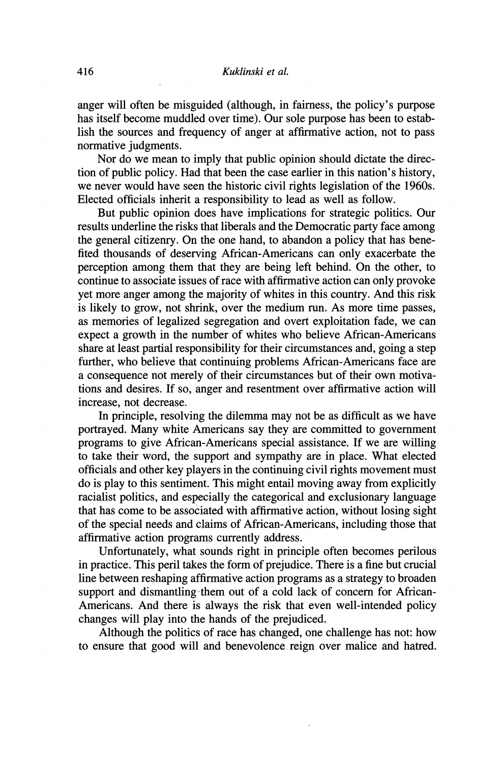anger will often be misguided (although, in fairness, the policy's purpose has itself become muddled over time). Our sole purpose has been to establish the sources and frequency of anger at affirmative action, not to pass normative judgments.

Nor do we mean to imply that public opinion should dictate the direction of public policy. Had that been the case earlier in this nation's history, we never would have seen the historic civil rights legislation of the 1960s. Elected officials inherit a responsibility to lead as well as follow.

But public opinion does have implications for strategic politics. Our results underline the risks that liberals and the Democratic party face among the general citizenry. On the one hand, to abandon a policy that has benefited thousands of deserving African-Americans can only exacerbate the perception among them that they are being left behind. On the other, to continue to associate issues of race with affirmative action can only provoke yet more anger among the majority of whites in this country. And this risk is likely to grow, not shrink, over the medium run. As more time passes, as memories of legalized segregation and overt exploitation fade, we can expect a growth in the number of whites who believe African-Americans share at least partial responsibility for their circumstances and, going a step further, who believe that continuing problems African-Americans face are a consequence not merely of their circumstances but of their own motivations and desires. If so, anger and resentment over affirmative action will increase, not decrease.

In principle, resolving the dilemma may not be as difficult as we have portrayed. Many white Americans say they are committed to government programs to give African-Americans special assistance. If we are willing to take their word, the support and sympathy are in place. What elected officials and other key players in the continuing civil rights movement must do is play to this sentiment. This might entail moving away from explicitly racialist politics, and especially the categorical and exclusionary language that has come to be associated with affirmative action, without losing sight of the special needs and claims of African-Americans, including those that affirmative action programs currently address.

Unfortunately, what sounds right in principle often becomes perilous in practice. This peril takes the form of prejudice. There is a fine but crucial line between reshaping affirmative action programs as a strategy to broaden support and dismantling them out of a cold lack of concern for African-Americans. And there is always the risk that even well-intended policy changes will play into the hands of the prejudiced.

Although the politics of race has changed, one challenge has not: how to ensure that good will and benevolence reign over malice and hatred.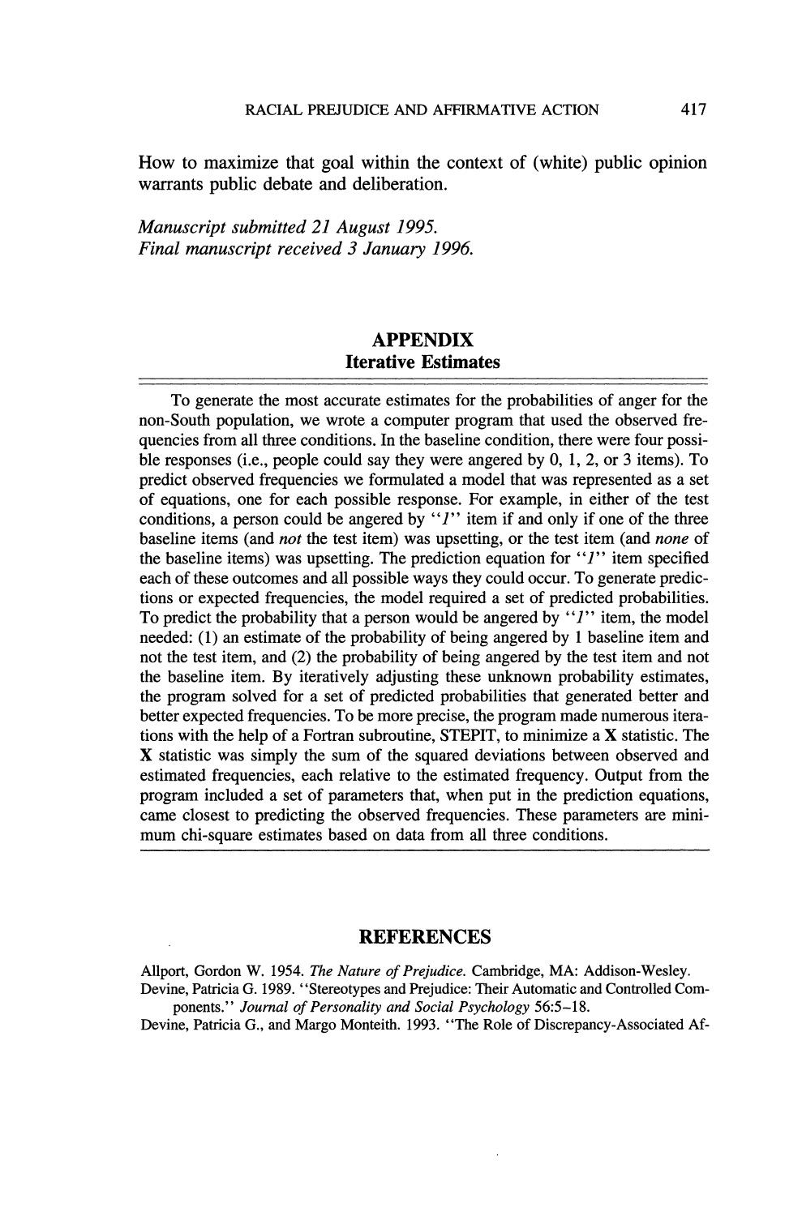How to maximize that goal within the context of (white) public opinion warrants public debate and deliberation.

*Manuscript submitted 21 August 1995.*
*Final manuscript received 3 January 1996.*

## APPENDIX
### Iterative Estimates

To generate the most accurate estimates for the probabilities of anger for the non-South population, we wrote a computer program that used the observed frequencies from all three conditions. In the baseline condition, there were four possible responses (i.e., people could say they were angered by 0, 1, 2, or 3 items). To predict observed frequencies we formulated a model that was represented as a set of equations, one for each possible response. For example, in either of the test conditions, a person could be angered by "*1*" item if and only if one of the three baseline items (and *not* the test item) was upsetting, or the test item (and *none* of the baseline items) was upsetting. The prediction equation for "*1*" item specified each of these outcomes and all possible ways they could occur. To generate predictions or expected frequencies, the model required a set of predicted probabilities. To predict the probability that a person would be angered by "*1*" item, the model needed: (1) an estimate of the probability of being angered by 1 baseline item and not the test item, and (2) the probability of being angered by the test item and not the baseline item. By iteratively adjusting these unknown probability estimates, the program solved for a set of predicted probabilities that generated better and better expected frequencies. To be more precise, the program made numerous iterations with the help of a Fortran subroutine, STEPIT, to minimize a **X** statistic. The **X** statistic was simply the sum of the squared deviations between observed and estimated frequencies, each relative to the estimated frequency. Output from the program included a set of parameters that, when put in the prediction equations, came closest to predicting the observed frequencies. These parameters are minimum chi-square estimates based on data from all three conditions.

## REFERENCES

Allport, Gordon W. 1954. *The Nature of Prejudice.* Cambridge, MA: Addison-Wesley.

Devine, Patricia G. 1989. "Stereotypes and Prejudice: Their Automatic and Controlled Components." *Journal of Personality and Social Psychology* 56:5–18.

Devine, Patricia G., and Margo Monteith. 1993. "The Role of Discrepancy-Associated Af-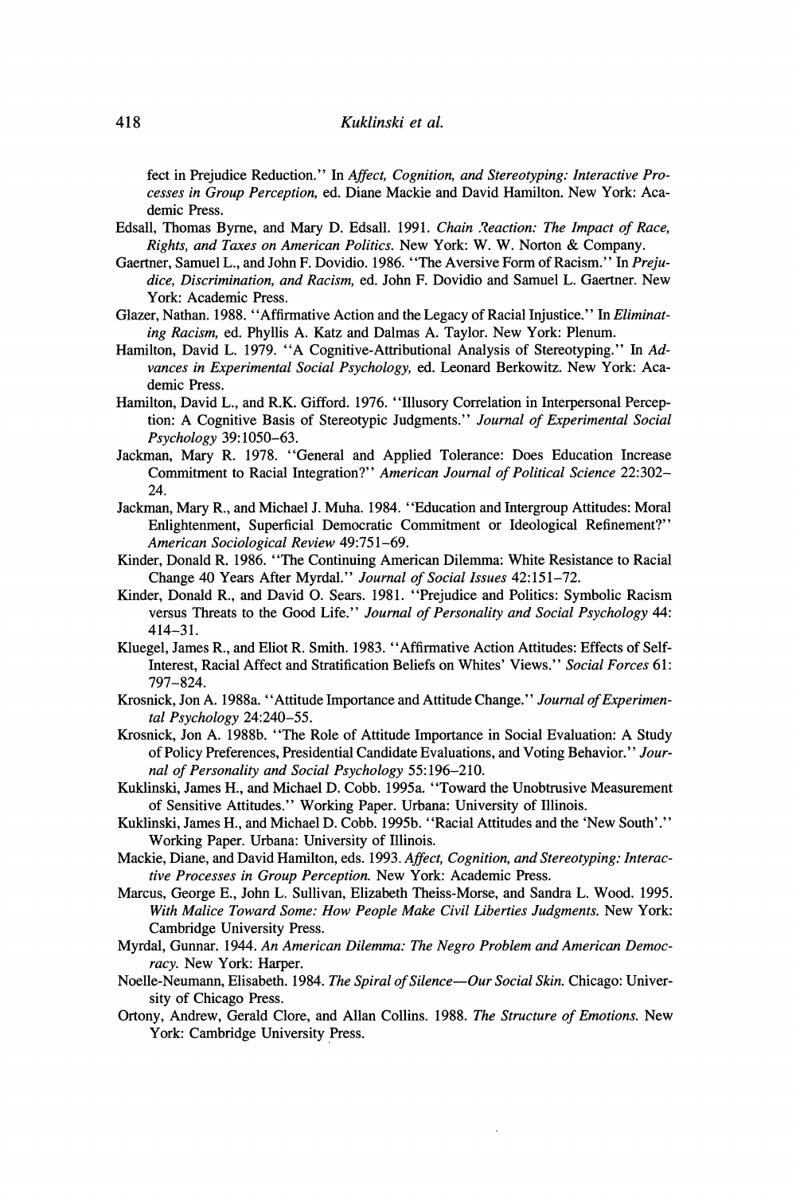fect in Prejudice Reduction." In *Affect, Cognition, and Stereotyping: Interactive Processes in Group Perception,* ed. Diane Mackie and David Hamilton. New York: Academic Press.

Edsall, Thomas Byrne, and Mary D. Edsall. 1991. *Chain Reaction: The Impact of Race, Rights, and Taxes on American Politics.* New York: W. W. Norton & Company.

Gaertner, Samuel L., and John F. Dovidio. 1986. "The Aversive Form of Racism." In *Prejudice, Discrimination, and Racism,* ed. John F. Dovidio and Samuel L. Gaertner. New York: Academic Press.

Glazer, Nathan. 1988. "Affirmative Action and the Legacy of Racial Injustice." In *Eliminating Racism,* ed. Phyllis A. Katz and Dalmas A. Taylor. New York: Plenum.

Hamilton, David L. 1979. "A Cognitive-Attributional Analysis of Stereotyping." In *Advances in Experimental Social Psychology,* ed. Leonard Berkowitz. New York: Academic Press.

Hamilton, David L., and R.K. Gifford. 1976. "Illusory Correlation in Interpersonal Perception: A Cognitive Basis of Stereotypic Judgments." *Journal of Experimental Social Psychology* 39:1050–63.

Jackman, Mary R. 1978. "General and Applied Tolerance: Does Education Increase Commitment to Racial Integration?" *American Journal of Political Science* 22:302–24.

Jackman, Mary R., and Michael J. Muha. 1984. "Education and Intergroup Attitudes: Moral Enlightenment, Superficial Democratic Commitment or Ideological Refinement?" *American Sociological Review* 49:751–69.

Kinder, Donald R. 1986. "The Continuing American Dilemma: White Resistance to Racial Change 40 Years After Myrdal." *Journal of Social Issues* 42:151–72.

Kinder, Donald R., and David O. Sears. 1981. "Prejudice and Politics: Symbolic Racism versus Threats to the Good Life." *Journal of Personality and Social Psychology* 44: 414–31.

Kluegel, James R., and Eliot R. Smith. 1983. "Affirmative Action Attitudes: Effects of Self-Interest, Racial Affect and Stratification Beliefs on Whites' Views." *Social Forces* 61: 797–824.

Krosnick, Jon A. 1988a. "Attitude Importance and Attitude Change." *Journal of Experimental Psychology* 24:240–55.

Krosnick, Jon A. 1988b. "The Role of Attitude Importance in Social Evaluation: A Study of Policy Preferences, Presidential Candidate Evaluations, and Voting Behavior." *Journal of Personality and Social Psychology* 55:196–210.

Kuklinski, James H., and Michael D. Cobb. 1995a. "Toward the Unobtrusive Measurement of Sensitive Attitudes." Working Paper. Urbana: University of Illinois.

Kuklinski, James H., and Michael D. Cobb. 1995b. "Racial Attitudes and the 'New South'." Working Paper. Urbana: University of Illinois.

Mackie, Diane, and David Hamilton, eds. 1993. *Affect, Cognition, and Stereotyping: Interactive Processes in Group Perception.* New York: Academic Press.

Marcus, George E., John L. Sullivan, Elizabeth Theiss-Morse, and Sandra L. Wood. 1995. *With Malice Toward Some: How People Make Civil Liberties Judgments.* New York: Cambridge University Press.

Myrdal, Gunnar. 1944. *An American Dilemma: The Negro Problem and American Democracy.* New York: Harper.

Noelle-Neumann, Elisabeth. 1984. *The Spiral of Silence—Our Social Skin.* Chicago: University of Chicago Press.

Ortony, Andrew, Gerald Clore, and Allan Collins. 1988. *The Structure of Emotions.* New York: Cambridge University Press.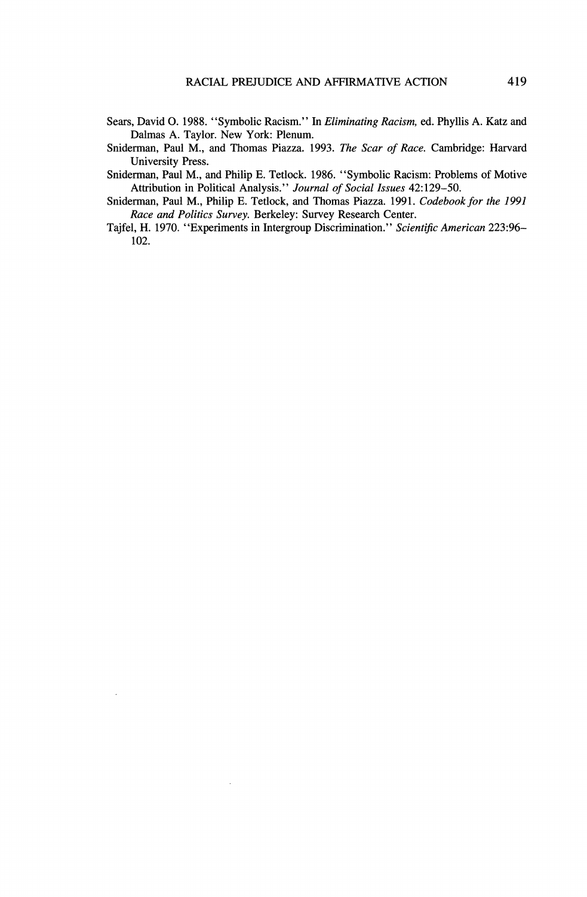Sears, David O. 1988. "Symbolic Racism." In *Eliminating Racism,* ed. Phyllis A. Katz and Dalmas A. Taylor. New York: Plenum.

Sniderman, Paul M., and Thomas Piazza. 1993. *The Scar of Race.* Cambridge: Harvard University Press.

Sniderman, Paul M., and Philip E. Tetlock. 1986. "Symbolic Racism: Problems of Motive Attribution in Political Analysis." *Journal of Social Issues* 42:129–50.

Sniderman, Paul M., Philip E. Tetlock, and Thomas Piazza. 1991. *Codebook for the 1991 Race and Politics Survey.* Berkeley: Survey Research Center.

Tajfel, H. 1970. "Experiments in Intergroup Discrimination." *Scientific American* 223:96–102.